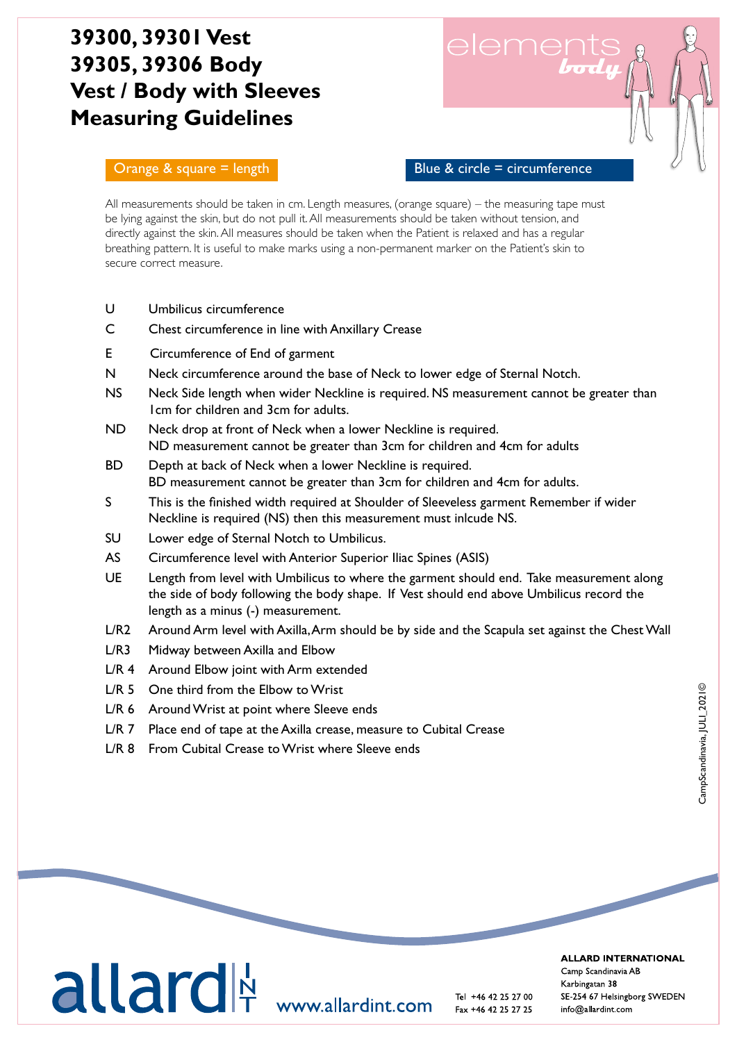# 39300, 39301 Vest
# 39305, 39306 Body
# Vest / Body with Sleeves
# Measuring Guidelines

elements *body*

Orange & square = length

Blue & circle = circumference

All measurements should be taken in cm. Length measures, (orange square) – the measuring tape must be lying against the skin, but do not pull it. All measurements should be taken without tension, and directly against the skin. All measures should be taken when the Patient is relaxed and has a regular breathing pattern. It is useful to make marks using a non-permanent marker on the Patient's skin to secure correct measure.

| | |
|---|---|
| U | Umbilicus circumference |
| C | Chest circumference in line with Anxillary Crease |
| E | Circumference of End of garment |
| N | Neck circumference around the base of Neck to lower edge of Sternal Notch. |
| NS | Neck Side length when wider Neckline is required. NS measurement cannot be greater than 1cm for children and 3cm for adults. |
| ND | Neck drop at front of Neck when a lower Neckline is required. ND measurement cannot be greater than 3cm for children and 4cm for adults |
| BD | Depth at back of Neck when a lower Neckline is required. BD measurement cannot be greater than 3cm for children and 4cm for adults. |
| S | This is the finished width required at Shoulder of Sleeveless garment Remember if wider Neckline is required (NS) then this measurement must inlcude NS. |
| SU | Lower edge of Sternal Notch to Umbilicus. |
| AS | Circumference level with Anterior Superior Iliac Spines (ASIS) |
| UE | Length from level with Umbilicus to where the garment should end. Take measurement along the side of body following the body shape. If Vest should end above Umbilicus record the length as a minus (-) measurement. |
| L/R2 | Around Arm level with Axilla, Arm should be by side and the Scapula set against the Chest Wall |
| L/R3 | Midway between Axilla and Elbow |
| L/R 4 | Around Elbow joint with Arm extended |
| L/R 5 | One third from the Elbow to Wrist |
| L/R 6 | Around Wrist at point where Sleeve ends |
| L/R 7 | Place end of tape at the Axilla crease, measure to Cubital Crease |
| L/R 8 | From Cubital Crease to Wrist where Sleeve ends |

CampScandinavia, JULI_2021©

allard INT www.allardint.com

Tel +46 42 25 27 00
Fax +46 42 25 27 25

**ALLARD INTERNATIONAL**
Camp Scandinavia AB
Karbingatan 38
SE-254 67 Helsingborg SWEDEN
info@allardint.com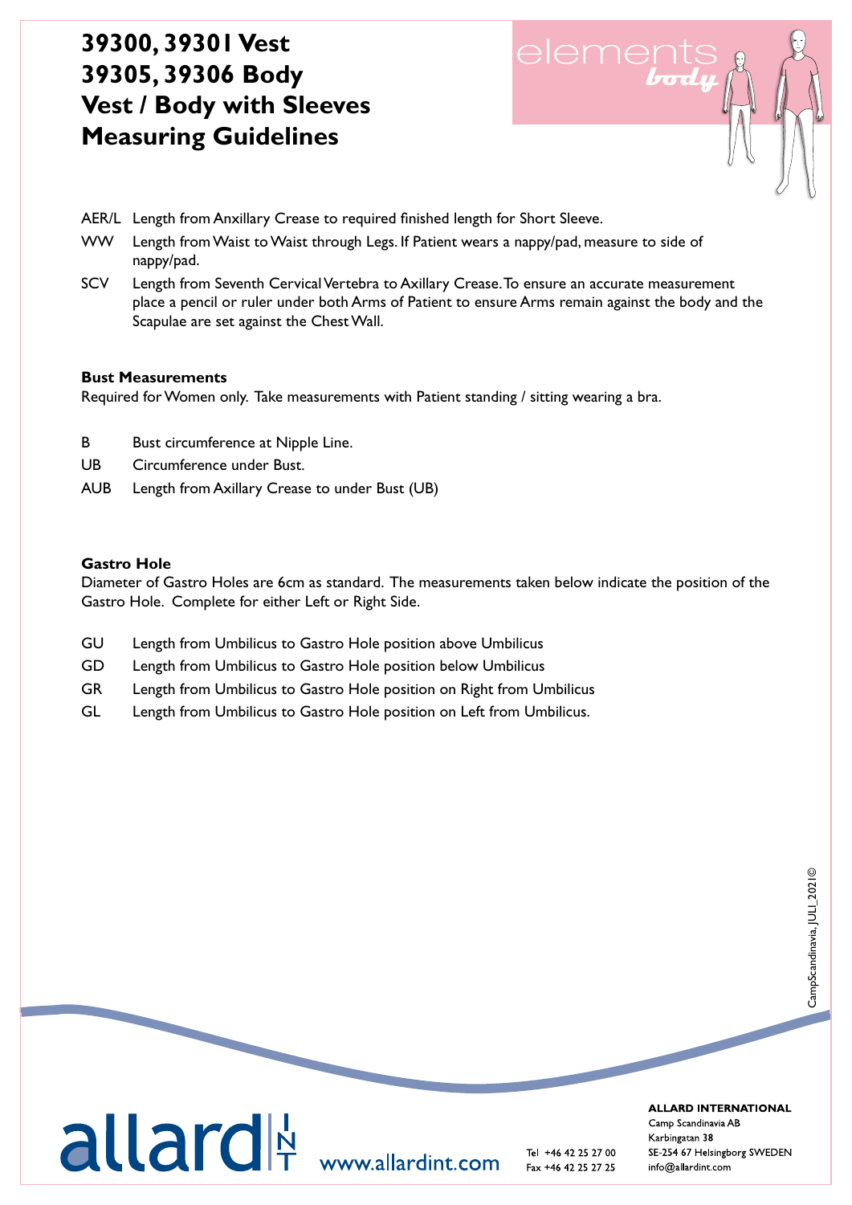# 39300, 39301 Vest
# 39305, 39306 Body
# Vest / Body with Sleeves
# Measuring Guidelines

elements *body*

| | |
|---|---|
| AER/L | Length from Anxillary Crease to required finished length for Short Sleeve. |
| WW | Length from Waist to Waist through Legs. If Patient wears a nappy/pad, measure to side of nappy/pad. |
| SCV | Length from Seventh Cervical Vertebra to Axillary Crease. To ensure an accurate measurement place a pencil or ruler under both Arms of Patient to ensure Arms remain against the body and the Scapulae are set against the Chest Wall. |

**Bust Measurements**

Required for Women only. Take measurements with Patient standing / sitting wearing a bra.

| | |
|---|---|
| B | Bust circumference at Nipple Line. |
| UB | Circumference under Bust. |
| AUB | Length from Axillary Crease to under Bust (UB) |

**Gastro Hole**

Diameter of Gastro Holes are 6cm as standard. The measurements taken below indicate the position of the Gastro Hole. Complete for either Left or Right Side.

| | |
|---|---|
| GU | Length from Umbilicus to Gastro Hole position above Umbilicus |
| GD | Length from Umbilicus to Gastro Hole position below Umbilicus |
| GR | Length from Umbilicus to Gastro Hole position on Right from Umbilicus |
| GL | Length from Umbilicus to Gastro Hole position on Left from Umbilicus. |

CampScandinavia_JULI_2021©

allard INT www.allardint.com

Tel +46 42 25 27 00
Fax +46 42 25 27 25

**ALLARD INTERNATIONAL**
Camp Scandinavia AB
Karbingatan 38
SE-254 67 Helsingborg SWEDEN
info@allardint.com